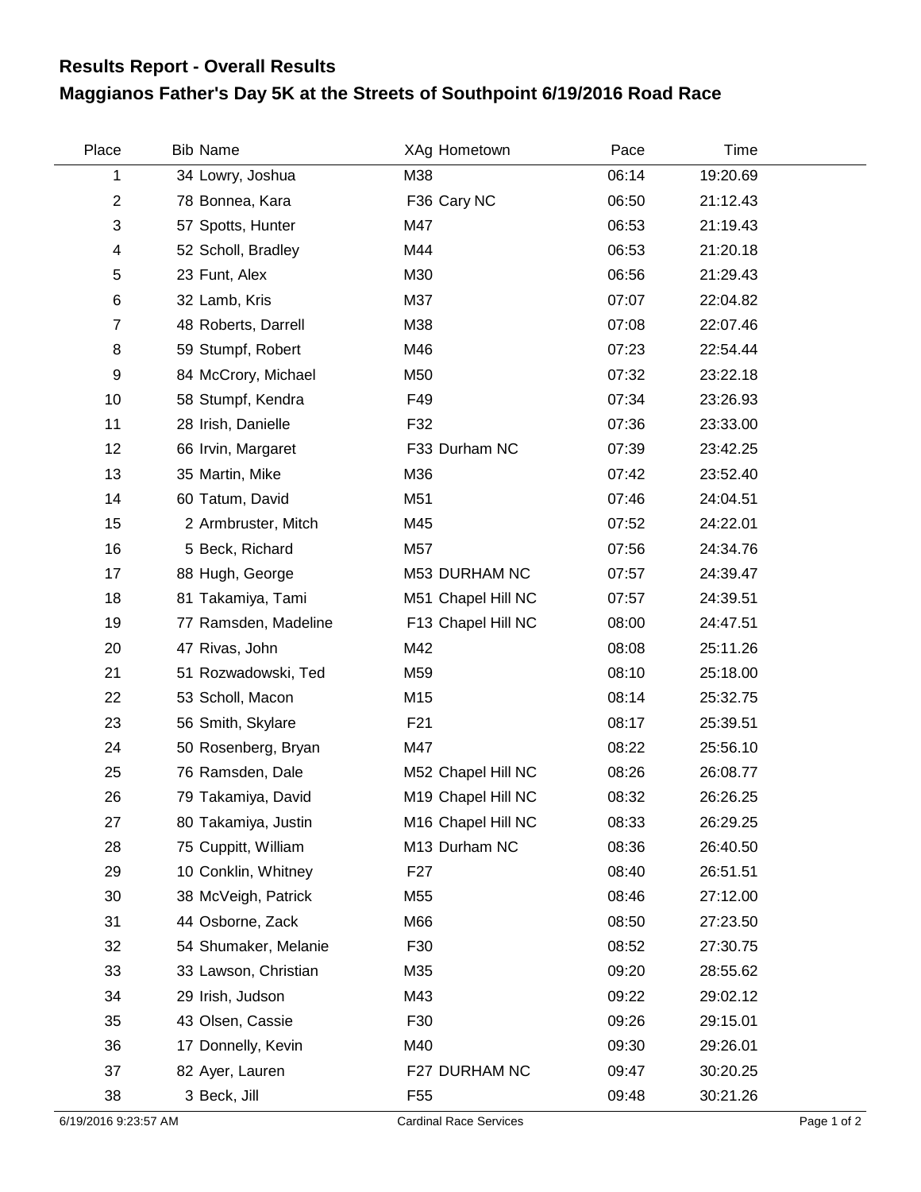## Results Report - Overall Results

# Maggianos Father's Day 5K at the Streets of Southpoint 6/19/2016 Road Race

| Place | Bib | Name | XAg | Hometown | Pace | Time |
|---|---|---|---|---|---|---|
| 1 | 34 | Lowry, Joshua | M38 | | 06:14 | 19:20.69 |
| 2 | 78 | Bonnea, Kara | F36 | Cary NC | 06:50 | 21:12.43 |
| 3 | 57 | Spotts, Hunter | M47 | | 06:53 | 21:19.43 |
| 4 | 52 | Scholl, Bradley | M44 | | 06:53 | 21:20.18 |
| 5 | 23 | Funt, Alex | M30 | | 06:56 | 21:29.43 |
| 6 | 32 | Lamb, Kris | M37 | | 07:07 | 22:04.82 |
| 7 | 48 | Roberts, Darrell | M38 | | 07:08 | 22:07.46 |
| 8 | 59 | Stumpf, Robert | M46 | | 07:23 | 22:54.44 |
| 9 | 84 | McCrory, Michael | M50 | | 07:32 | 23:22.18 |
| 10 | 58 | Stumpf, Kendra | F49 | | 07:34 | 23:26.93 |
| 11 | 28 | Irish, Danielle | F32 | | 07:36 | 23:33.00 |
| 12 | 66 | Irvin, Margaret | F33 | Durham NC | 07:39 | 23:42.25 |
| 13 | 35 | Martin, Mike | M36 | | 07:42 | 23:52.40 |
| 14 | 60 | Tatum, David | M51 | | 07:46 | 24:04.51 |
| 15 | 2 | Armbruster, Mitch | M45 | | 07:52 | 24:22.01 |
| 16 | 5 | Beck, Richard | M57 | | 07:56 | 24:34.76 |
| 17 | 88 | Hugh, George | M53 | DURHAM NC | 07:57 | 24:39.47 |
| 18 | 81 | Takamiya, Tami | M51 | Chapel Hill NC | 07:57 | 24:39.51 |
| 19 | 77 | Ramsden, Madeline | F13 | Chapel Hill NC | 08:00 | 24:47.51 |
| 20 | 47 | Rivas, John | M42 | | 08:08 | 25:11.26 |
| 21 | 51 | Rozwadowski, Ted | M59 | | 08:10 | 25:18.00 |
| 22 | 53 | Scholl, Macon | M15 | | 08:14 | 25:32.75 |
| 23 | 56 | Smith, Skylare | F21 | | 08:17 | 25:39.51 |
| 24 | 50 | Rosenberg, Bryan | M47 | | 08:22 | 25:56.10 |
| 25 | 76 | Ramsden, Dale | M52 | Chapel Hill NC | 08:26 | 26:08.77 |
| 26 | 79 | Takamiya, David | M19 | Chapel Hill NC | 08:32 | 26:26.25 |
| 27 | 80 | Takamiya, Justin | M16 | Chapel Hill NC | 08:33 | 26:29.25 |
| 28 | 75 | Cuppitt, William | M13 | Durham NC | 08:36 | 26:40.50 |
| 29 | 10 | Conklin, Whitney | F27 | | 08:40 | 26:51.51 |
| 30 | 38 | McVeigh, Patrick | M55 | | 08:46 | 27:12.00 |
| 31 | 44 | Osborne, Zack | M66 | | 08:50 | 27:23.50 |
| 32 | 54 | Shumaker, Melanie | F30 | | 08:52 | 27:30.75 |
| 33 | 33 | Lawson, Christian | M35 | | 09:20 | 28:55.62 |
| 34 | 29 | Irish, Judson | M43 | | 09:22 | 29:02.12 |
| 35 | 43 | Olsen, Cassie | F30 | | 09:26 | 29:15.01 |
| 36 | 17 | Donnelly, Kevin | M40 | | 09:30 | 29:26.01 |
| 37 | 82 | Ayer, Lauren | F27 | DURHAM NC | 09:47 | 30:20.25 |
| 38 | 3 | Beck, Jill | F55 | | 09:48 | 30:21.26 |

6/19/2016 9:23:57 AM Cardinal Race Services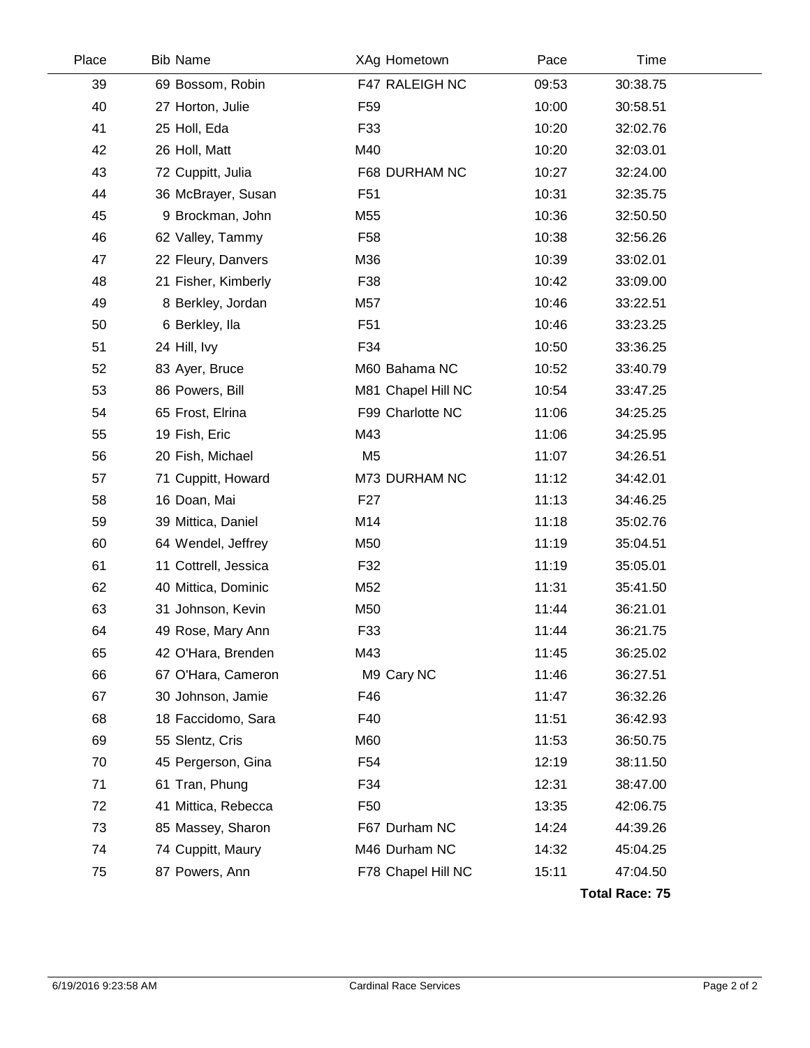| Place | Bib | Name | XAg | Hometown | Pace | Time |
|---|---|---|---|---|---|---|
| 39 | 69 | Bossom, Robin | F47 | RALEIGH NC | 09:53 | 30:38.75 |
| 40 | 27 | Horton, Julie | F59 | | 10:00 | 30:58.51 |
| 41 | 25 | Holl, Eda | F33 | | 10:20 | 32:02.76 |
| 42 | 26 | Holl, Matt | M40 | | 10:20 | 32:03.01 |
| 43 | 72 | Cuppitt, Julia | F68 | DURHAM NC | 10:27 | 32:24.00 |
| 44 | 36 | McBrayer, Susan | F51 | | 10:31 | 32:35.75 |
| 45 | 9 | Brockman, John | M55 | | 10:36 | 32:50.50 |
| 46 | 62 | Valley, Tammy | F58 | | 10:38 | 32:56.26 |
| 47 | 22 | Fleury, Danvers | M36 | | 10:39 | 33:02.01 |
| 48 | 21 | Fisher, Kimberly | F38 | | 10:42 | 33:09.00 |
| 49 | 8 | Berkley, Jordan | M57 | | 10:46 | 33:22.51 |
| 50 | 6 | Berkley, Ila | F51 | | 10:46 | 33:23.25 |
| 51 | 24 | Hill, Ivy | F34 | | 10:50 | 33:36.25 |
| 52 | 83 | Ayer, Bruce | M60 | Bahama NC | 10:52 | 33:40.79 |
| 53 | 86 | Powers, Bill | M81 | Chapel Hill NC | 10:54 | 33:47.25 |
| 54 | 65 | Frost, Elrina | F99 | Charlotte NC | 11:06 | 34:25.25 |
| 55 | 19 | Fish, Eric | M43 | | 11:06 | 34:25.95 |
| 56 | 20 | Fish, Michael | M5 | | 11:07 | 34:26.51 |
| 57 | 71 | Cuppitt, Howard | M73 | DURHAM NC | 11:12 | 34:42.01 |
| 58 | 16 | Doan, Mai | F27 | | 11:13 | 34:46.25 |
| 59 | 39 | Mittica, Daniel | M14 | | 11:18 | 35:02.76 |
| 60 | 64 | Wendel, Jeffrey | M50 | | 11:19 | 35:04.51 |
| 61 | 11 | Cottrell, Jessica | F32 | | 11:19 | 35:05.01 |
| 62 | 40 | Mittica, Dominic | M52 | | 11:31 | 35:41.50 |
| 63 | 31 | Johnson, Kevin | M50 | | 11:44 | 36:21.01 |
| 64 | 49 | Rose, Mary Ann | F33 | | 11:44 | 36:21.75 |
| 65 | 42 | O'Hara, Brenden | M43 | | 11:45 | 36:25.02 |
| 66 | 67 | O'Hara, Cameron | M9 | Cary NC | 11:46 | 36:27.51 |
| 67 | 30 | Johnson, Jamie | F46 | | 11:47 | 36:32.26 |
| 68 | 18 | Faccidomo, Sara | F40 | | 11:51 | 36:42.93 |
| 69 | 55 | Slentz, Cris | M60 | | 11:53 | 36:50.75 |
| 70 | 45 | Pergerson, Gina | F54 | | 12:19 | 38:11.50 |
| 71 | 61 | Tran, Phung | F34 | | 12:31 | 38:47.00 |
| 72 | 41 | Mittica, Rebecca | F50 | | 13:35 | 42:06.75 |
| 73 | 85 | Massey, Sharon | F67 | Durham NC | 14:24 | 44:39.26 |
| 74 | 74 | Cuppitt, Maury | M46 | Durham NC | 14:32 | 45:04.25 |
| 75 | 87 | Powers, Ann | F78 | Chapel Hill NC | 15:11 | 47:04.50 |

**Total Race: 75**

6/19/2016 9:23:58 AM

Cardinal Race Services